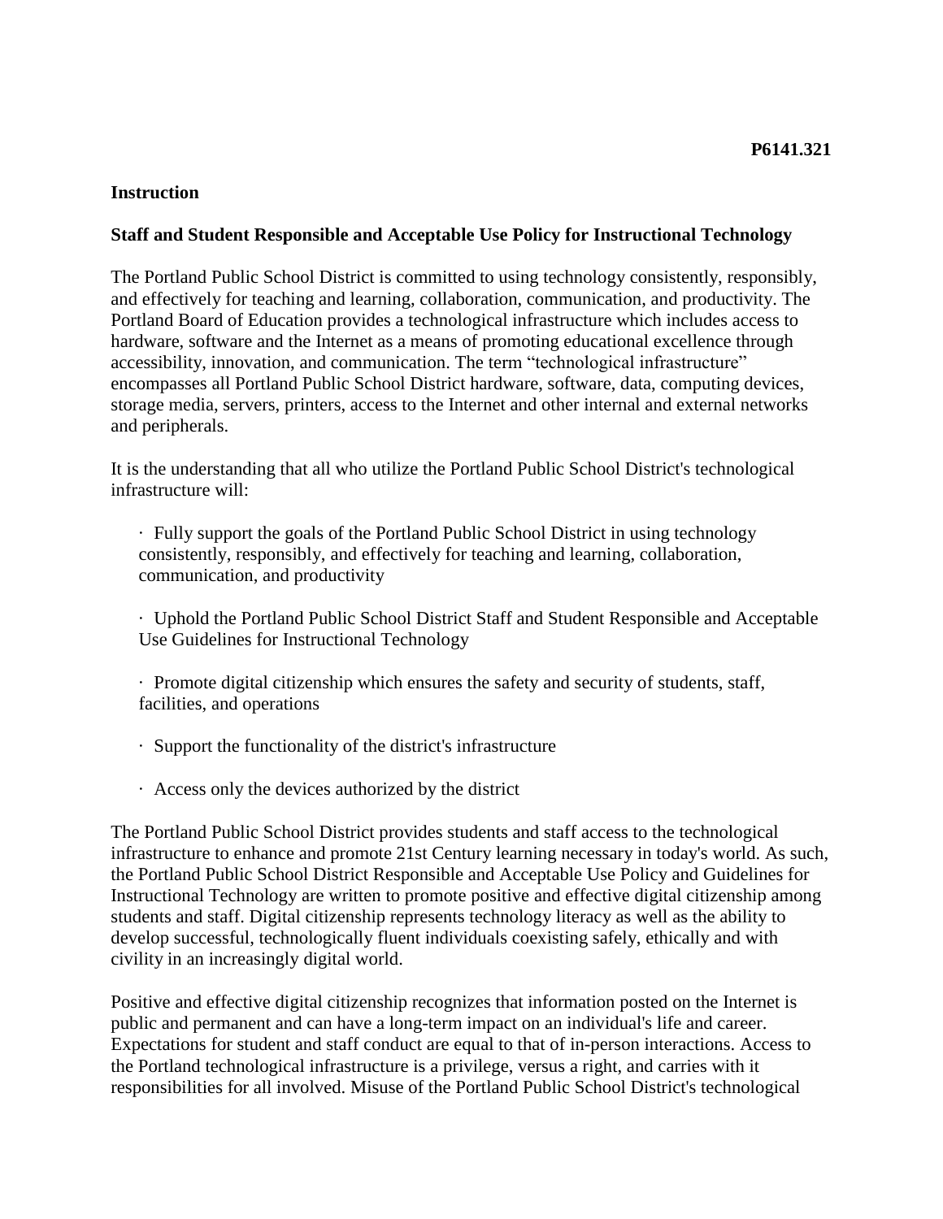**P6141.321**

**Instruction**

**Staff and Student Responsible and Acceptable Use Policy for Instructional Technology**

The Portland Public School District is committed to using technology consistently, responsibly, and effectively for teaching and learning, collaboration, communication, and productivity. The Portland Board of Education provides a technological infrastructure which includes access to hardware, software and the Internet as a means of promoting educational excellence through accessibility, innovation, and communication. The term "technological infrastructure" encompasses all Portland Public School District hardware, software, data, computing devices, storage media, servers, printers, access to the Internet and other internal and external networks and peripherals.

It is the understanding that all who utilize the Portland Public School District's technological infrastructure will:

- Fully support the goals of the Portland Public School District in using technology consistently, responsibly, and effectively for teaching and learning, collaboration, communication, and productivity
- Uphold the Portland Public School District Staff and Student Responsible and Acceptable Use Guidelines for Instructional Technology
- Promote digital citizenship which ensures the safety and security of students, staff, facilities, and operations
- Support the functionality of the district's infrastructure
- Access only the devices authorized by the district

The Portland Public School District provides students and staff access to the technological infrastructure to enhance and promote 21st Century learning necessary in today's world. As such, the Portland Public School District Responsible and Acceptable Use Policy and Guidelines for Instructional Technology are written to promote positive and effective digital citizenship among students and staff. Digital citizenship represents technology literacy as well as the ability to develop successful, technologically fluent individuals coexisting safely, ethically and with civility in an increasingly digital world.

Positive and effective digital citizenship recognizes that information posted on the Internet is public and permanent and can have a long-term impact on an individual's life and career. Expectations for student and staff conduct are equal to that of in-person interactions. Access to the Portland technological infrastructure is a privilege, versus a right, and carries with it responsibilities for all involved. Misuse of the Portland Public School District's technological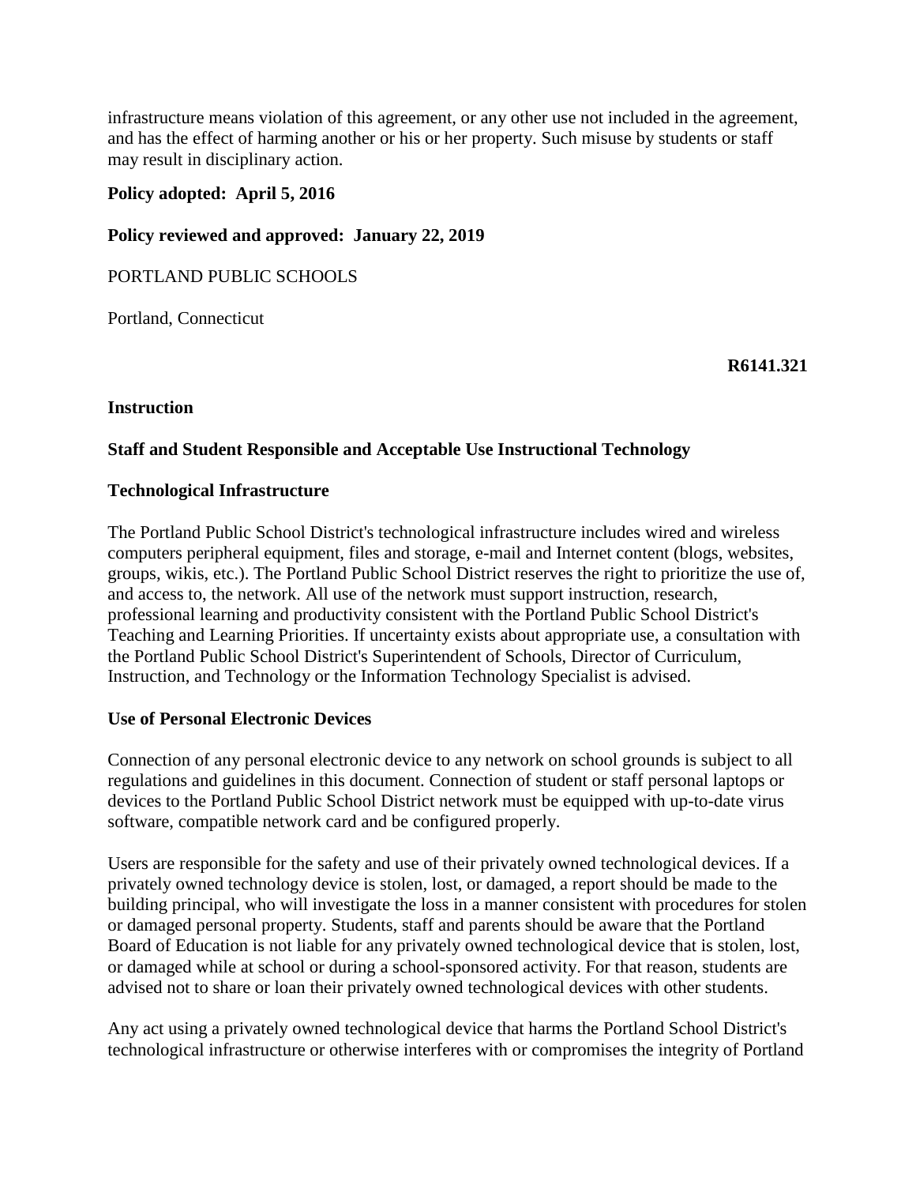infrastructure means violation of this agreement, or any other use not included in the agreement, and has the effect of harming another or his or her property. Such misuse by students or staff may result in disciplinary action.

**Policy adopted: April 5, 2016**

**Policy reviewed and approved: January 22, 2019**

PORTLAND PUBLIC SCHOOLS

Portland, Connecticut

**R6141.321**

**Instruction**

**Staff and Student Responsible and Acceptable Use Instructional Technology**

**Technological Infrastructure**

The Portland Public School District's technological infrastructure includes wired and wireless computers peripheral equipment, files and storage, e-mail and Internet content (blogs, websites, groups, wikis, etc.). The Portland Public School District reserves the right to prioritize the use of, and access to, the network. All use of the network must support instruction, research, professional learning and productivity consistent with the Portland Public School District's Teaching and Learning Priorities. If uncertainty exists about appropriate use, a consultation with the Portland Public School District's Superintendent of Schools, Director of Curriculum, Instruction, and Technology or the Information Technology Specialist is advised.

**Use of Personal Electronic Devices**

Connection of any personal electronic device to any network on school grounds is subject to all regulations and guidelines in this document. Connection of student or staff personal laptops or devices to the Portland Public School District network must be equipped with up-to-date virus software, compatible network card and be configured properly.

Users are responsible for the safety and use of their privately owned technological devices. If a privately owned technology device is stolen, lost, or damaged, a report should be made to the building principal, who will investigate the loss in a manner consistent with procedures for stolen or damaged personal property. Students, staff and parents should be aware that the Portland Board of Education is not liable for any privately owned technological device that is stolen, lost, or damaged while at school or during a school-sponsored activity. For that reason, students are advised not to share or loan their privately owned technological devices with other students.

Any act using a privately owned technological device that harms the Portland School District's technological infrastructure or otherwise interferes with or compromises the integrity of Portland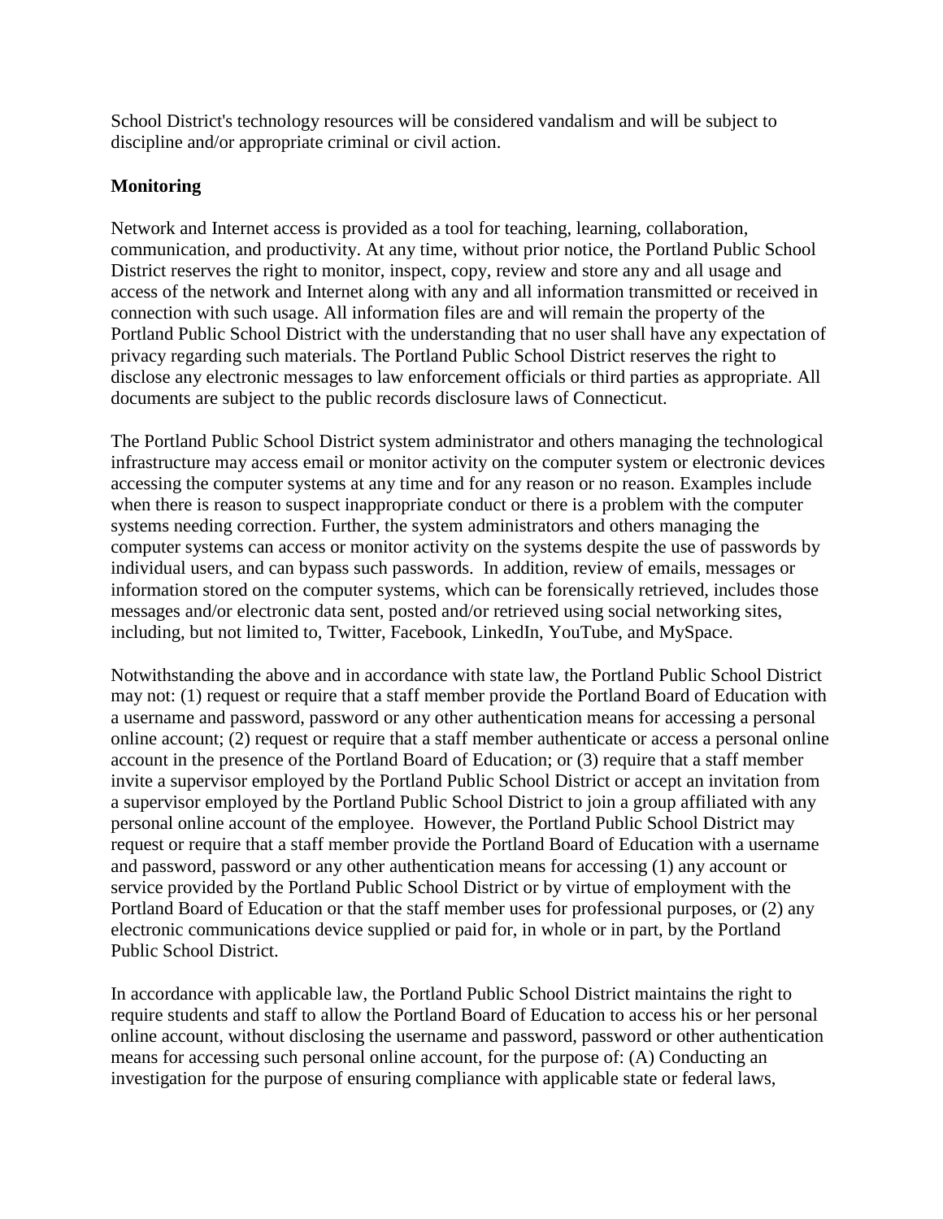School District's technology resources will be considered vandalism and will be subject to discipline and/or appropriate criminal or civil action.

**Monitoring**

Network and Internet access is provided as a tool for teaching, learning, collaboration, communication, and productivity. At any time, without prior notice, the Portland Public School District reserves the right to monitor, inspect, copy, review and store any and all usage and access of the network and Internet along with any and all information transmitted or received in connection with such usage. All information files are and will remain the property of the Portland Public School District with the understanding that no user shall have any expectation of privacy regarding such materials. The Portland Public School District reserves the right to disclose any electronic messages to law enforcement officials or third parties as appropriate. All documents are subject to the public records disclosure laws of Connecticut.

The Portland Public School District system administrator and others managing the technological infrastructure may access email or monitor activity on the computer system or electronic devices accessing the computer systems at any time and for any reason or no reason. Examples include when there is reason to suspect inappropriate conduct or there is a problem with the computer systems needing correction. Further, the system administrators and others managing the computer systems can access or monitor activity on the systems despite the use of passwords by individual users, and can bypass such passwords. In addition, review of emails, messages or information stored on the computer systems, which can be forensically retrieved, includes those messages and/or electronic data sent, posted and/or retrieved using social networking sites, including, but not limited to, Twitter, Facebook, LinkedIn, YouTube, and MySpace.

Notwithstanding the above and in accordance with state law, the Portland Public School District may not: (1) request or require that a staff member provide the Portland Board of Education with a username and password, password or any other authentication means for accessing a personal online account; (2) request or require that a staff member authenticate or access a personal online account in the presence of the Portland Board of Education; or (3) require that a staff member invite a supervisor employed by the Portland Public School District or accept an invitation from a supervisor employed by the Portland Public School District to join a group affiliated with any personal online account of the employee. However, the Portland Public School District may request or require that a staff member provide the Portland Board of Education with a username and password, password or any other authentication means for accessing (1) any account or service provided by the Portland Public School District or by virtue of employment with the Portland Board of Education or that the staff member uses for professional purposes, or (2) any electronic communications device supplied or paid for, in whole or in part, by the Portland Public School District.

In accordance with applicable law, the Portland Public School District maintains the right to require students and staff to allow the Portland Board of Education to access his or her personal online account, without disclosing the username and password, password or other authentication means for accessing such personal online account, for the purpose of: (A) Conducting an investigation for the purpose of ensuring compliance with applicable state or federal laws,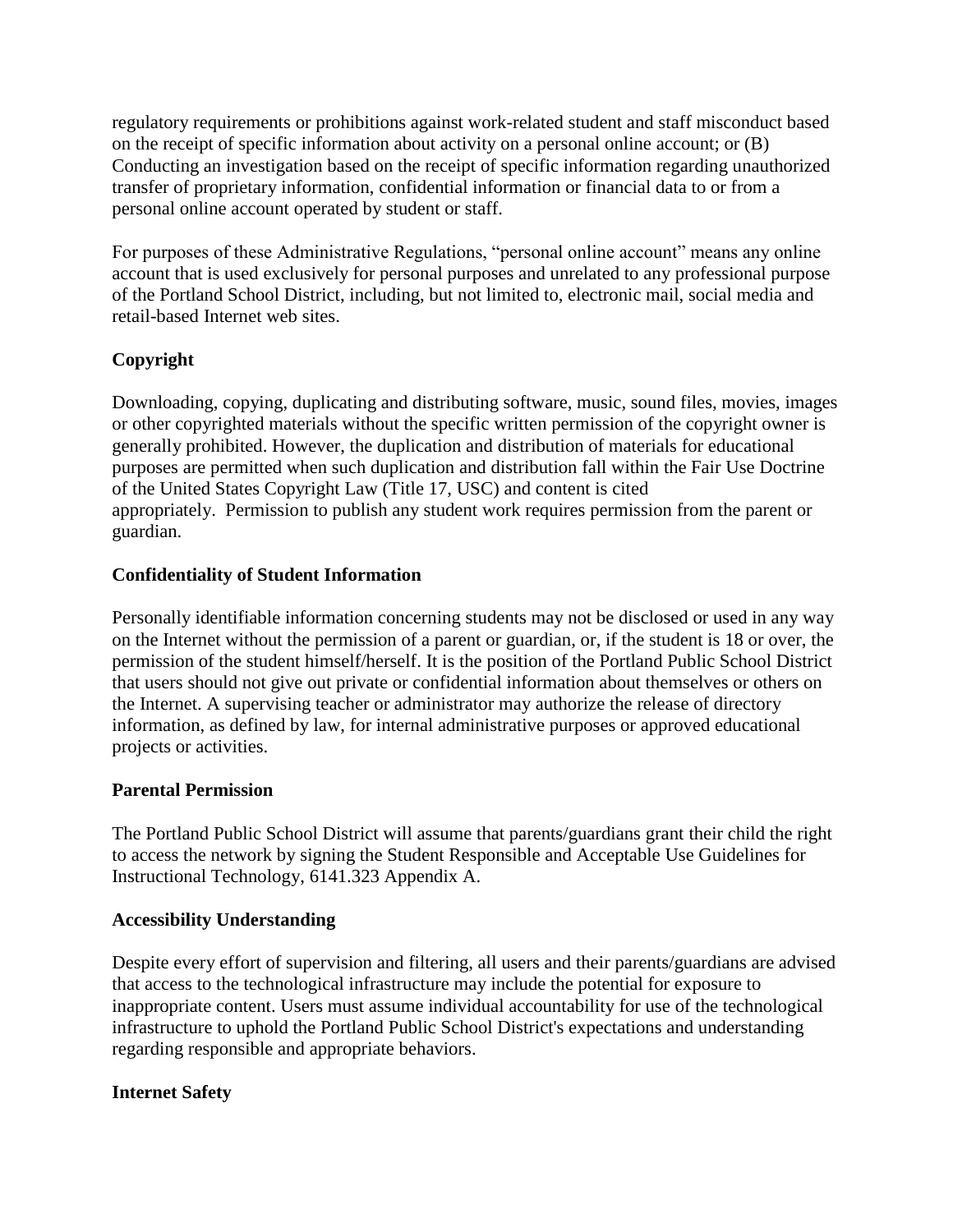regulatory requirements or prohibitions against work-related student and staff misconduct based on the receipt of specific information about activity on a personal online account; or (B) Conducting an investigation based on the receipt of specific information regarding unauthorized transfer of proprietary information, confidential information or financial data to or from a personal online account operated by student or staff.

For purposes of these Administrative Regulations, "personal online account" means any online account that is used exclusively for personal purposes and unrelated to any professional purpose of the Portland School District, including, but not limited to, electronic mail, social media and retail-based Internet web sites.

**Copyright**

Downloading, copying, duplicating and distributing software, music, sound files, movies, images or other copyrighted materials without the specific written permission of the copyright owner is generally prohibited. However, the duplication and distribution of materials for educational purposes are permitted when such duplication and distribution fall within the Fair Use Doctrine of the United States Copyright Law (Title 17, USC) and content is cited appropriately. Permission to publish any student work requires permission from the parent or guardian.

**Confidentiality of Student Information**

Personally identifiable information concerning students may not be disclosed or used in any way on the Internet without the permission of a parent or guardian, or, if the student is 18 or over, the permission of the student himself/herself. It is the position of the Portland Public School District that users should not give out private or confidential information about themselves or others on the Internet. A supervising teacher or administrator may authorize the release of directory information, as defined by law, for internal administrative purposes or approved educational projects or activities.

**Parental Permission**

The Portland Public School District will assume that parents/guardians grant their child the right to access the network by signing the Student Responsible and Acceptable Use Guidelines for Instructional Technology, 6141.323 Appendix A.

**Accessibility Understanding**

Despite every effort of supervision and filtering, all users and their parents/guardians are advised that access to the technological infrastructure may include the potential for exposure to inappropriate content. Users must assume individual accountability for use of the technological infrastructure to uphold the Portland Public School District's expectations and understanding regarding responsible and appropriate behaviors.

**Internet Safety**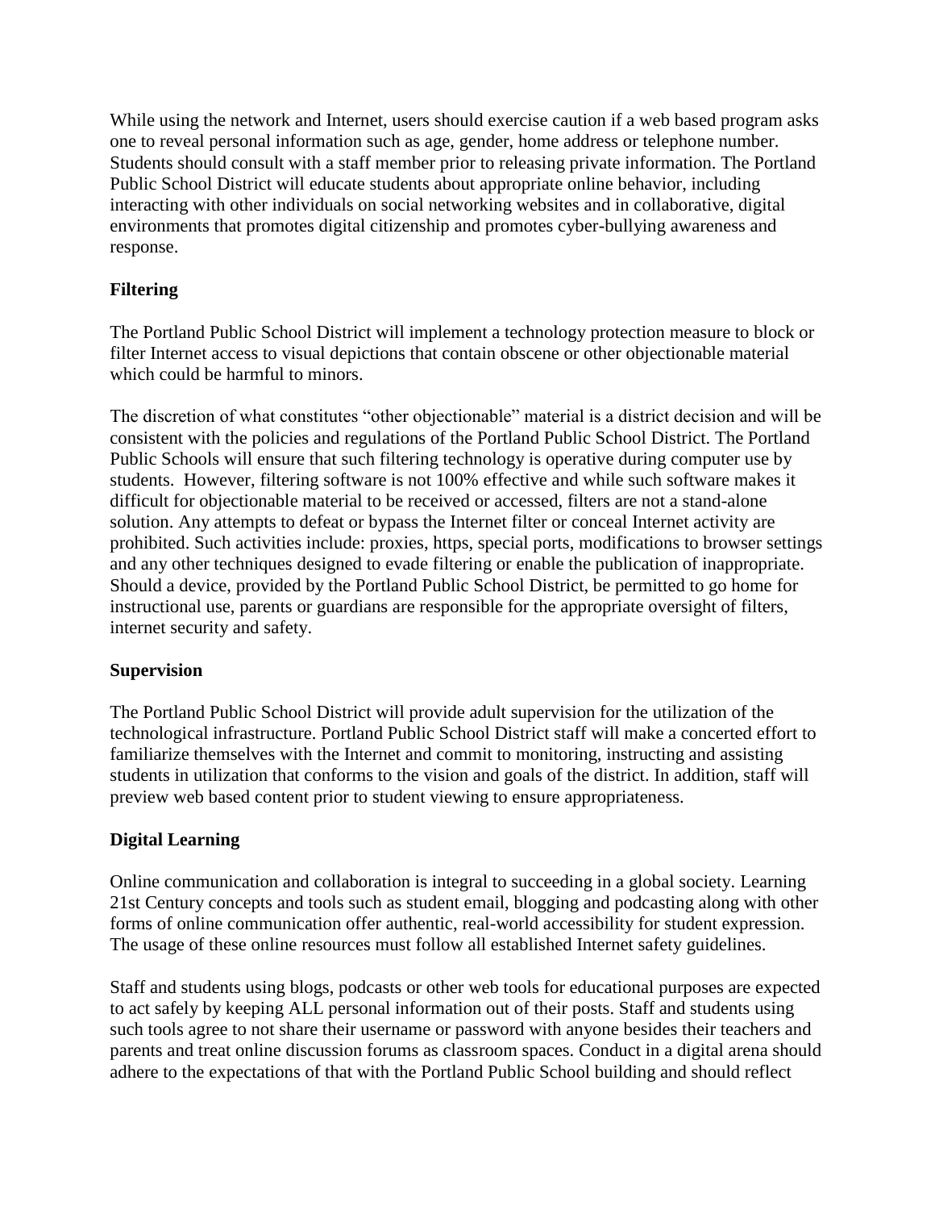While using the network and Internet, users should exercise caution if a web based program asks one to reveal personal information such as age, gender, home address or telephone number. Students should consult with a staff member prior to releasing private information. The Portland Public School District will educate students about appropriate online behavior, including interacting with other individuals on social networking websites and in collaborative, digital environments that promotes digital citizenship and promotes cyber-bullying awareness and response.

**Filtering**

The Portland Public School District will implement a technology protection measure to block or filter Internet access to visual depictions that contain obscene or other objectionable material which could be harmful to minors.

The discretion of what constitutes "other objectionable" material is a district decision and will be consistent with the policies and regulations of the Portland Public School District. The Portland Public Schools will ensure that such filtering technology is operative during computer use by students. However, filtering software is not 100% effective and while such software makes it difficult for objectionable material to be received or accessed, filters are not a stand-alone solution. Any attempts to defeat or bypass the Internet filter or conceal Internet activity are prohibited. Such activities include: proxies, https, special ports, modifications to browser settings and any other techniques designed to evade filtering or enable the publication of inappropriate. Should a device, provided by the Portland Public School District, be permitted to go home for instructional use, parents or guardians are responsible for the appropriate oversight of filters, internet security and safety.

**Supervision**

The Portland Public School District will provide adult supervision for the utilization of the technological infrastructure. Portland Public School District staff will make a concerted effort to familiarize themselves with the Internet and commit to monitoring, instructing and assisting students in utilization that conforms to the vision and goals of the district. In addition, staff will preview web based content prior to student viewing to ensure appropriateness.

**Digital Learning**

Online communication and collaboration is integral to succeeding in a global society. Learning 21st Century concepts and tools such as student email, blogging and podcasting along with other forms of online communication offer authentic, real-world accessibility for student expression. The usage of these online resources must follow all established Internet safety guidelines.

Staff and students using blogs, podcasts or other web tools for educational purposes are expected to act safely by keeping ALL personal information out of their posts. Staff and students using such tools agree to not share their username or password with anyone besides their teachers and parents and treat online discussion forums as classroom spaces. Conduct in a digital arena should adhere to the expectations of that with the Portland Public School building and should reflect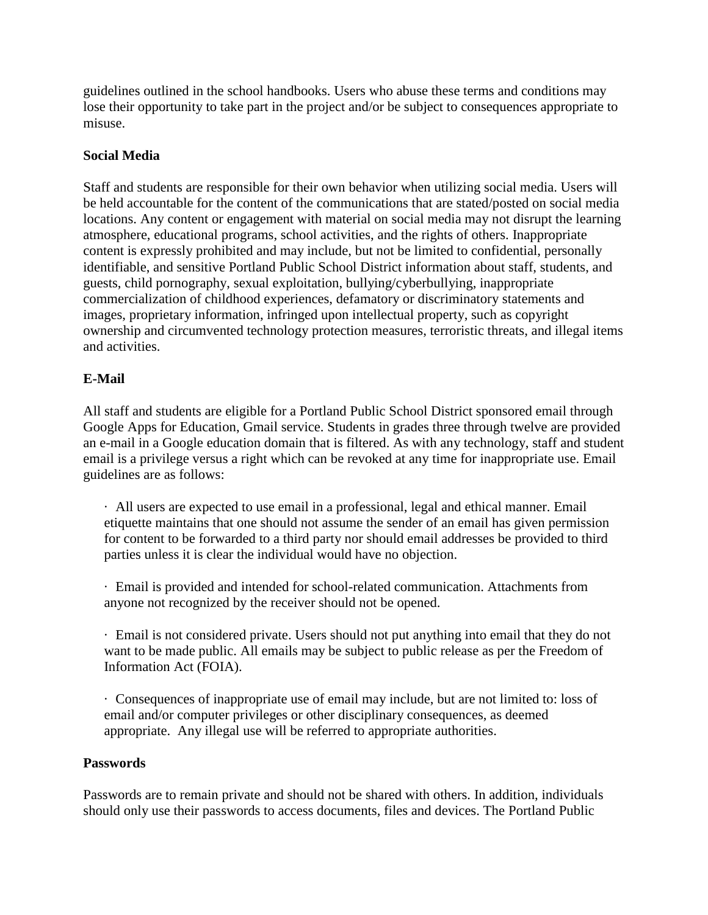guidelines outlined in the school handbooks. Users who abuse these terms and conditions may lose their opportunity to take part in the project and/or be subject to consequences appropriate to misuse.

**Social Media**

Staff and students are responsible for their own behavior when utilizing social media. Users will be held accountable for the content of the communications that are stated/posted on social media locations. Any content or engagement with material on social media may not disrupt the learning atmosphere, educational programs, school activities, and the rights of others. Inappropriate content is expressly prohibited and may include, but not be limited to confidential, personally identifiable, and sensitive Portland Public School District information about staff, students, and guests, child pornography, sexual exploitation, bullying/cyberbullying, inappropriate commercialization of childhood experiences, defamatory or discriminatory statements and images, proprietary information, infringed upon intellectual property, such as copyright ownership and circumvented technology protection measures, terroristic threats, and illegal items and activities.

**E-Mail**

All staff and students are eligible for a Portland Public School District sponsored email through Google Apps for Education, Gmail service. Students in grades three through twelve are provided an e-mail in a Google education domain that is filtered. As with any technology, staff and student email is a privilege versus a right which can be revoked at any time for inappropriate use. Email guidelines are as follows:

- All users are expected to use email in a professional, legal and ethical manner. Email etiquette maintains that one should not assume the sender of an email has given permission for content to be forwarded to a third party nor should email addresses be provided to third parties unless it is clear the individual would have no objection.
- Email is provided and intended for school-related communication. Attachments from anyone not recognized by the receiver should not be opened.
- Email is not considered private. Users should not put anything into email that they do not want to be made public. All emails may be subject to public release as per the Freedom of Information Act (FOIA).
- Consequences of inappropriate use of email may include, but are not limited to: loss of email and/or computer privileges or other disciplinary consequences, as deemed appropriate. Any illegal use will be referred to appropriate authorities.

**Passwords**

Passwords are to remain private and should not be shared with others. In addition, individuals should only use their passwords to access documents, files and devices. The Portland Public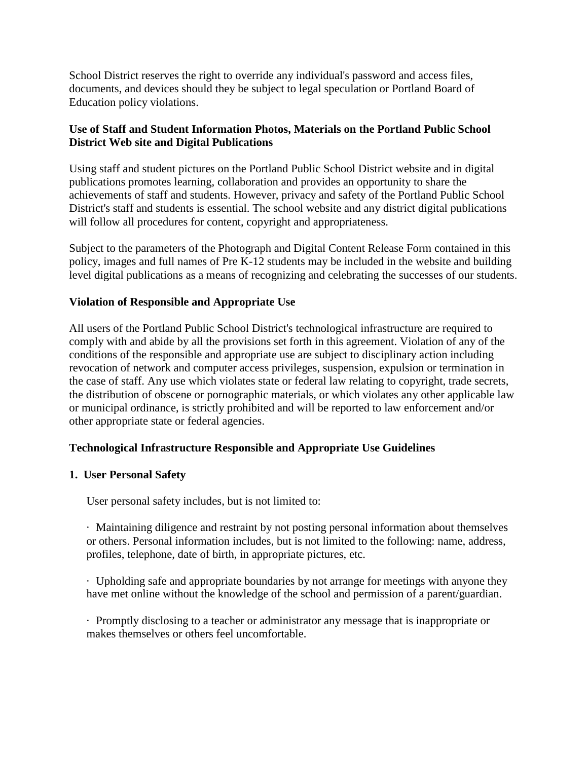School District reserves the right to override any individual's password and access files, documents, and devices should they be subject to legal speculation or Portland Board of Education policy violations.

**Use of Staff and Student Information Photos, Materials on the Portland Public School District Web site and Digital Publications**

Using staff and student pictures on the Portland Public School District website and in digital publications promotes learning, collaboration and provides an opportunity to share the achievements of staff and students. However, privacy and safety of the Portland Public School District's staff and students is essential. The school website and any district digital publications will follow all procedures for content, copyright and appropriateness.

Subject to the parameters of the Photograph and Digital Content Release Form contained in this policy, images and full names of Pre K-12 students may be included in the website and building level digital publications as a means of recognizing and celebrating the successes of our students.

**Violation of Responsible and Appropriate Use**

All users of the Portland Public School District's technological infrastructure are required to comply with and abide by all the provisions set forth in this agreement. Violation of any of the conditions of the responsible and appropriate use are subject to disciplinary action including revocation of network and computer access privileges, suspension, expulsion or termination in the case of staff. Any use which violates state or federal law relating to copyright, trade secrets, the distribution of obscene or pornographic materials, or which violates any other applicable law or municipal ordinance, is strictly prohibited and will be reported to law enforcement and/or other appropriate state or federal agencies.

**Technological Infrastructure Responsible and Appropriate Use Guidelines**

**1. User Personal Safety**

User personal safety includes, but is not limited to:

- Maintaining diligence and restraint by not posting personal information about themselves or others. Personal information includes, but is not limited to the following: name, address, profiles, telephone, date of birth, in appropriate pictures, etc.

- Upholding safe and appropriate boundaries by not arrange for meetings with anyone they have met online without the knowledge of the school and permission of a parent/guardian.

- Promptly disclosing to a teacher or administrator any message that is inappropriate or makes themselves or others feel uncomfortable.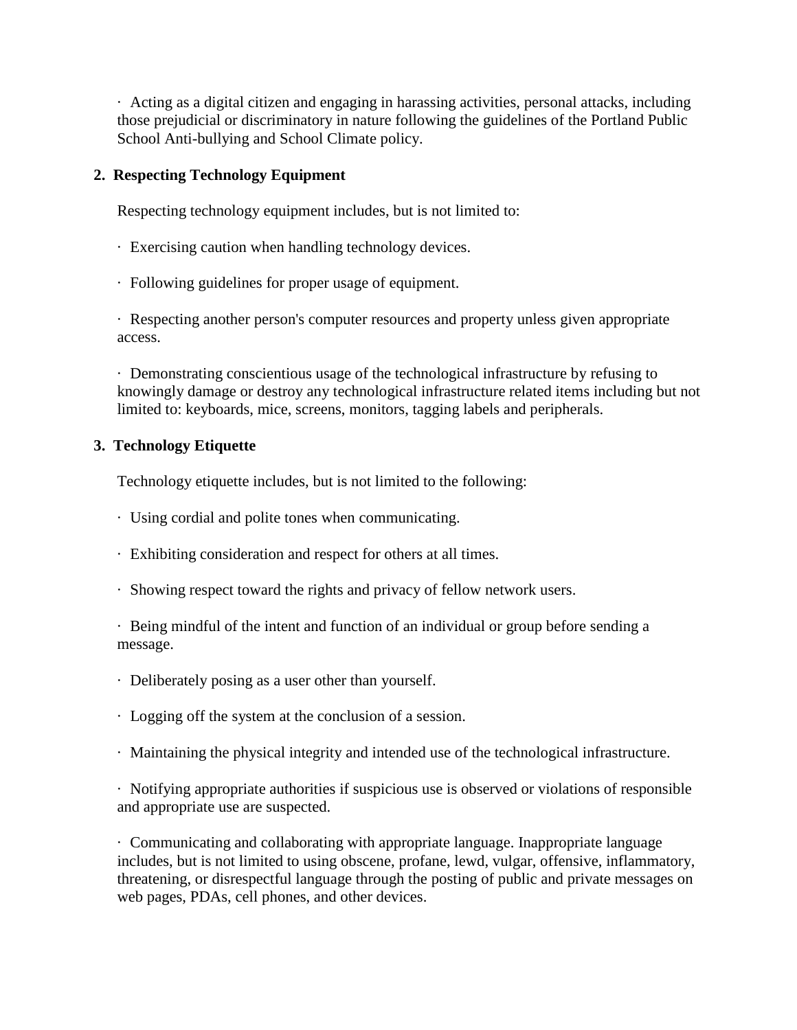· Acting as a digital citizen and engaging in harassing activities, personal attacks, including those prejudicial or discriminatory in nature following the guidelines of the Portland Public School Anti-bullying and School Climate policy.

**2. Respecting Technology Equipment**

Respecting technology equipment includes, but is not limited to:

· Exercising caution when handling technology devices.

· Following guidelines for proper usage of equipment.

· Respecting another person's computer resources and property unless given appropriate access.

· Demonstrating conscientious usage of the technological infrastructure by refusing to knowingly damage or destroy any technological infrastructure related items including but not limited to: keyboards, mice, screens, monitors, tagging labels and peripherals.

**3. Technology Etiquette**

Technology etiquette includes, but is not limited to the following:

· Using cordial and polite tones when communicating.

· Exhibiting consideration and respect for others at all times.

· Showing respect toward the rights and privacy of fellow network users.

· Being mindful of the intent and function of an individual or group before sending a message.

· Deliberately posing as a user other than yourself.

· Logging off the system at the conclusion of a session.

· Maintaining the physical integrity and intended use of the technological infrastructure.

· Notifying appropriate authorities if suspicious use is observed or violations of responsible and appropriate use are suspected.

· Communicating and collaborating with appropriate language. Inappropriate language includes, but is not limited to using obscene, profane, lewd, vulgar, offensive, inflammatory, threatening, or disrespectful language through the posting of public and private messages on web pages, PDAs, cell phones, and other devices.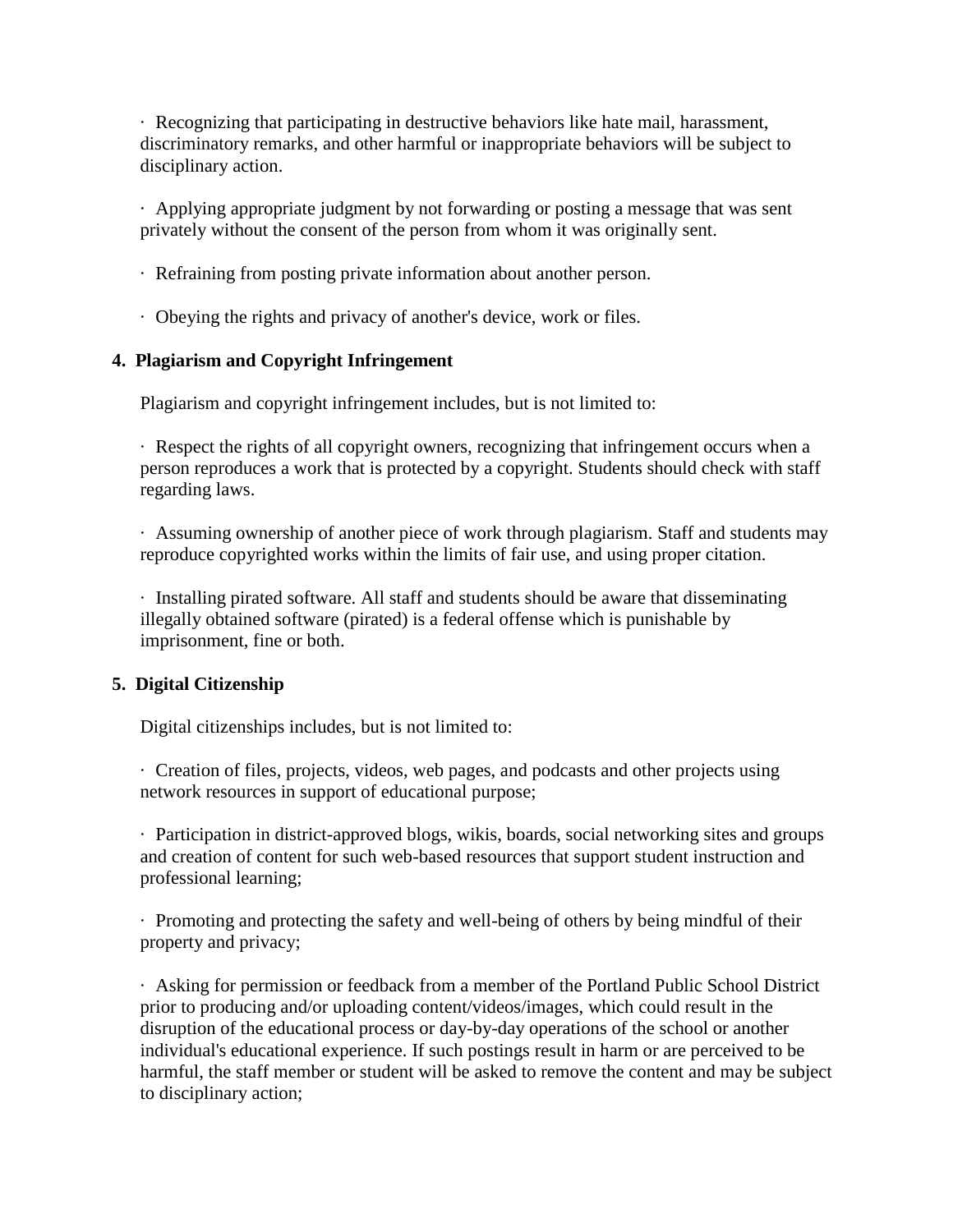· Recognizing that participating in destructive behaviors like hate mail, harassment, discriminatory remarks, and other harmful or inappropriate behaviors will be subject to disciplinary action.

· Applying appropriate judgment by not forwarding or posting a message that was sent privately without the consent of the person from whom it was originally sent.

· Refraining from posting private information about another person.

· Obeying the rights and privacy of another's device, work or files.

**4. Plagiarism and Copyright Infringement**

Plagiarism and copyright infringement includes, but is not limited to:

· Respect the rights of all copyright owners, recognizing that infringement occurs when a person reproduces a work that is protected by a copyright. Students should check with staff regarding laws.

· Assuming ownership of another piece of work through plagiarism. Staff and students may reproduce copyrighted works within the limits of fair use, and using proper citation.

· Installing pirated software. All staff and students should be aware that disseminating illegally obtained software (pirated) is a federal offense which is punishable by imprisonment, fine or both.

**5. Digital Citizenship**

Digital citizenships includes, but is not limited to:

· Creation of files, projects, videos, web pages, and podcasts and other projects using network resources in support of educational purpose;

· Participation in district-approved blogs, wikis, boards, social networking sites and groups and creation of content for such web-based resources that support student instruction and professional learning;

· Promoting and protecting the safety and well-being of others by being mindful of their property and privacy;

· Asking for permission or feedback from a member of the Portland Public School District prior to producing and/or uploading content/videos/images, which could result in the disruption of the educational process or day-by-day operations of the school or another individual's educational experience. If such postings result in harm or are perceived to be harmful, the staff member or student will be asked to remove the content and may be subject to disciplinary action;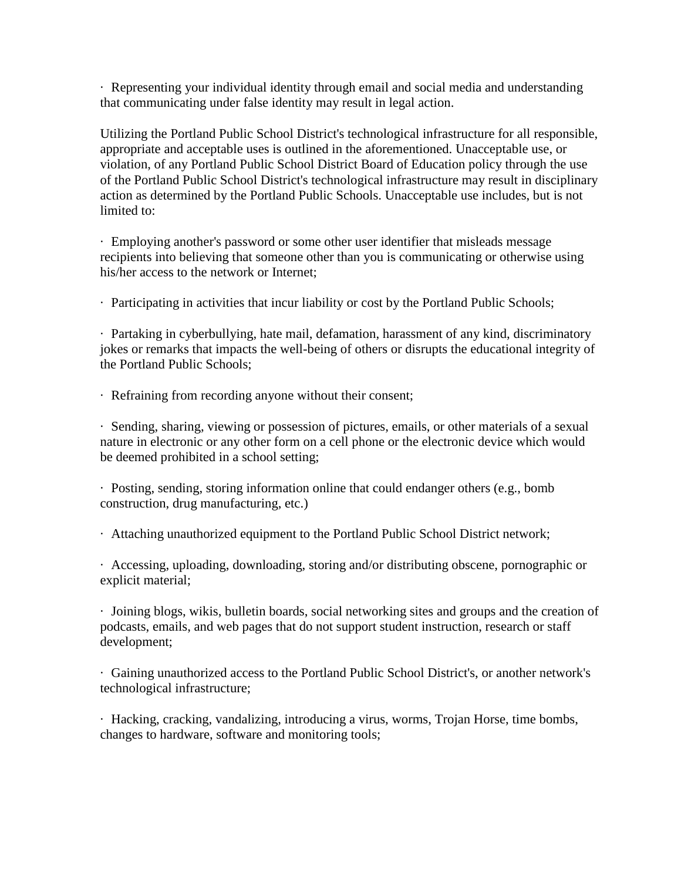- Representing your individual identity through email and social media and understanding that communicating under false identity may result in legal action.

Utilizing the Portland Public School District's technological infrastructure for all responsible, appropriate and acceptable uses is outlined in the aforementioned. Unacceptable use, or violation, of any Portland Public School District Board of Education policy through the use of the Portland Public School District's technological infrastructure may result in disciplinary action as determined by the Portland Public Schools. Unacceptable use includes, but is not limited to:

- Employing another's password or some other user identifier that misleads message recipients into believing that someone other than you is communicating or otherwise using his/her access to the network or Internet;

- Participating in activities that incur liability or cost by the Portland Public Schools;

- Partaking in cyberbullying, hate mail, defamation, harassment of any kind, discriminatory jokes or remarks that impacts the well-being of others or disrupts the educational integrity of the Portland Public Schools;

- Refraining from recording anyone without their consent;

- Sending, sharing, viewing or possession of pictures, emails, or other materials of a sexual nature in electronic or any other form on a cell phone or the electronic device which would be deemed prohibited in a school setting;

- Posting, sending, storing information online that could endanger others (e.g., bomb construction, drug manufacturing, etc.)

- Attaching unauthorized equipment to the Portland Public School District network;

- Accessing, uploading, downloading, storing and/or distributing obscene, pornographic or explicit material;

- Joining blogs, wikis, bulletin boards, social networking sites and groups and the creation of podcasts, emails, and web pages that do not support student instruction, research or staff development;

- Gaining unauthorized access to the Portland Public School District's, or another network's technological infrastructure;

- Hacking, cracking, vandalizing, introducing a virus, worms, Trojan Horse, time bombs, changes to hardware, software and monitoring tools;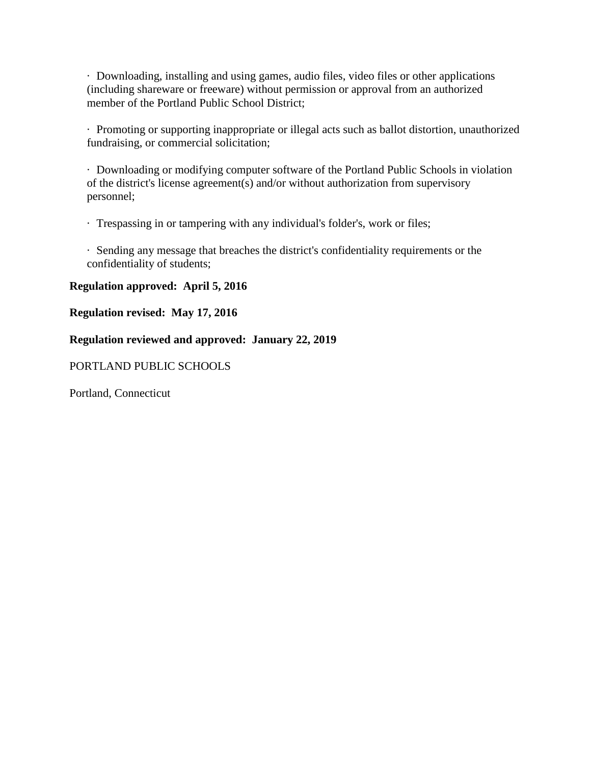- Downloading, installing and using games, audio files, video files or other applications (including shareware or freeware) without permission or approval from an authorized member of the Portland Public School District;

- Promoting or supporting inappropriate or illegal acts such as ballot distortion, unauthorized fundraising, or commercial solicitation;

- Downloading or modifying computer software of the Portland Public Schools in violation of the district's license agreement(s) and/or without authorization from supervisory personnel;

- Trespassing in or tampering with any individual's folder's, work or files;

- Sending any message that breaches the district's confidentiality requirements or the confidentiality of students;

**Regulation approved: April 5, 2016**

**Regulation revised: May 17, 2016**

**Regulation reviewed and approved: January 22, 2019**

PORTLAND PUBLIC SCHOOLS

Portland, Connecticut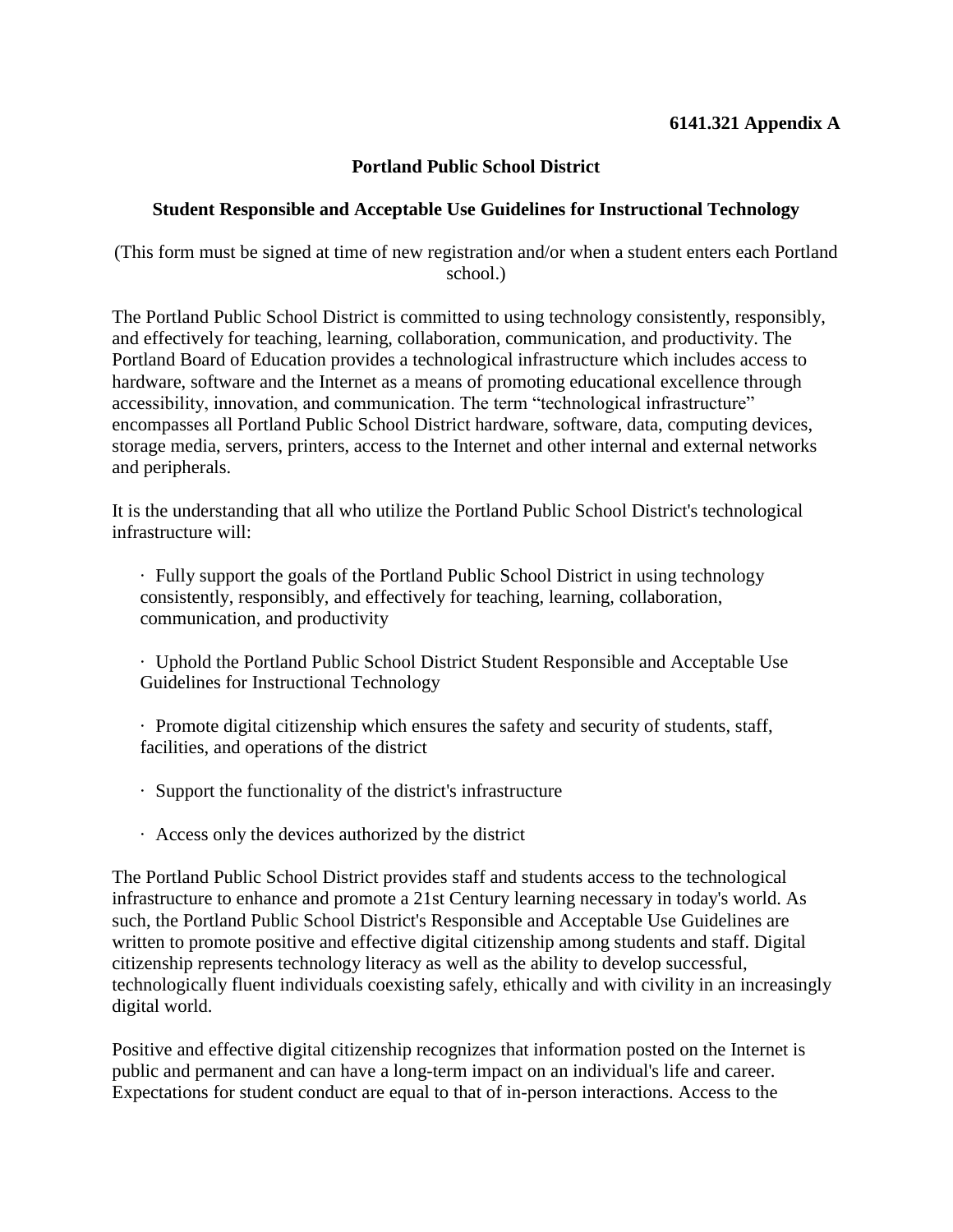**6141.321 Appendix A**

## Portland Public School District

### Student Responsible and Acceptable Use Guidelines for Instructional Technology

(This form must be signed at time of new registration and/or when a student enters each Portland school.)

The Portland Public School District is committed to using technology consistently, responsibly, and effectively for teaching, learning, collaboration, communication, and productivity. The Portland Board of Education provides a technological infrastructure which includes access to hardware, software and the Internet as a means of promoting educational excellence through accessibility, innovation, and communication. The term "technological infrastructure" encompasses all Portland Public School District hardware, software, data, computing devices, storage media, servers, printers, access to the Internet and other internal and external networks and peripherals.

It is the understanding that all who utilize the Portland Public School District's technological infrastructure will:

- Fully support the goals of the Portland Public School District in using technology consistently, responsibly, and effectively for teaching, learning, collaboration, communication, and productivity
- Uphold the Portland Public School District Student Responsible and Acceptable Use Guidelines for Instructional Technology
- Promote digital citizenship which ensures the safety and security of students, staff, facilities, and operations of the district
- Support the functionality of the district's infrastructure
- Access only the devices authorized by the district

The Portland Public School District provides staff and students access to the technological infrastructure to enhance and promote a 21st Century learning necessary in today's world. As such, the Portland Public School District's Responsible and Acceptable Use Guidelines are written to promote positive and effective digital citizenship among students and staff. Digital citizenship represents technology literacy as well as the ability to develop successful, technologically fluent individuals coexisting safely, ethically and with civility in an increasingly digital world.

Positive and effective digital citizenship recognizes that information posted on the Internet is public and permanent and can have a long-term impact on an individual's life and career. Expectations for student conduct are equal to that of in-person interactions. Access to the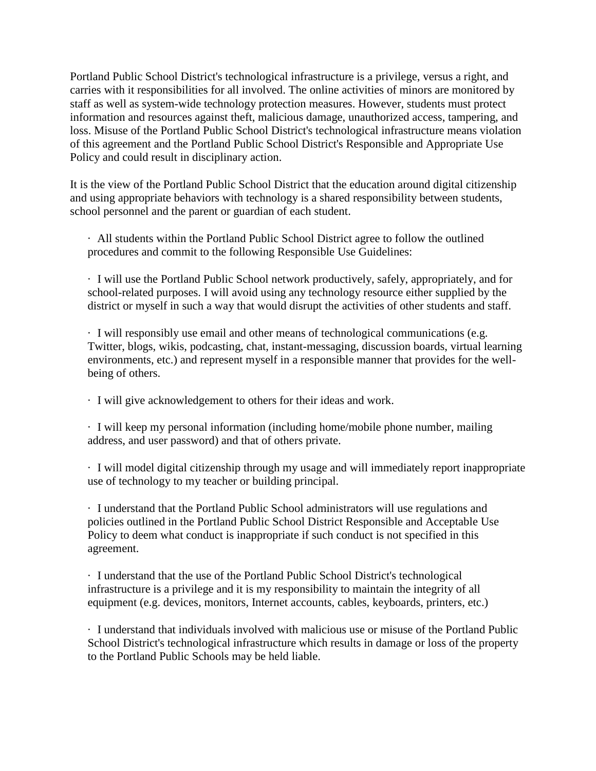Portland Public School District's technological infrastructure is a privilege, versus a right, and carries with it responsibilities for all involved. The online activities of minors are monitored by staff as well as system-wide technology protection measures. However, students must protect information and resources against theft, malicious damage, unauthorized access, tampering, and loss. Misuse of the Portland Public School District's technological infrastructure means violation of this agreement and the Portland Public School District's Responsible and Appropriate Use Policy and could result in disciplinary action.

It is the view of the Portland Public School District that the education around digital citizenship and using appropriate behaviors with technology is a shared responsibility between students, school personnel and the parent or guardian of each student.

- All students within the Portland Public School District agree to follow the outlined procedures and commit to the following Responsible Use Guidelines:
- I will use the Portland Public School network productively, safely, appropriately, and for school-related purposes. I will avoid using any technology resource either supplied by the district or myself in such a way that would disrupt the activities of other students and staff.
- I will responsibly use email and other means of technological communications (e.g. Twitter, blogs, wikis, podcasting, chat, instant-messaging, discussion boards, virtual learning environments, etc.) and represent myself in a responsible manner that provides for the well-being of others.
- I will give acknowledgement to others for their ideas and work.
- I will keep my personal information (including home/mobile phone number, mailing address, and user password) and that of others private.
- I will model digital citizenship through my usage and will immediately report inappropriate use of technology to my teacher or building principal.
- I understand that the Portland Public School administrators will use regulations and policies outlined in the Portland Public School District Responsible and Acceptable Use Policy to deem what conduct is inappropriate if such conduct is not specified in this agreement.
- I understand that the use of the Portland Public School District's technological infrastructure is a privilege and it is my responsibility to maintain the integrity of all equipment (e.g. devices, monitors, Internet accounts, cables, keyboards, printers, etc.)
- I understand that individuals involved with malicious use or misuse of the Portland Public School District's technological infrastructure which results in damage or loss of the property to the Portland Public Schools may be held liable.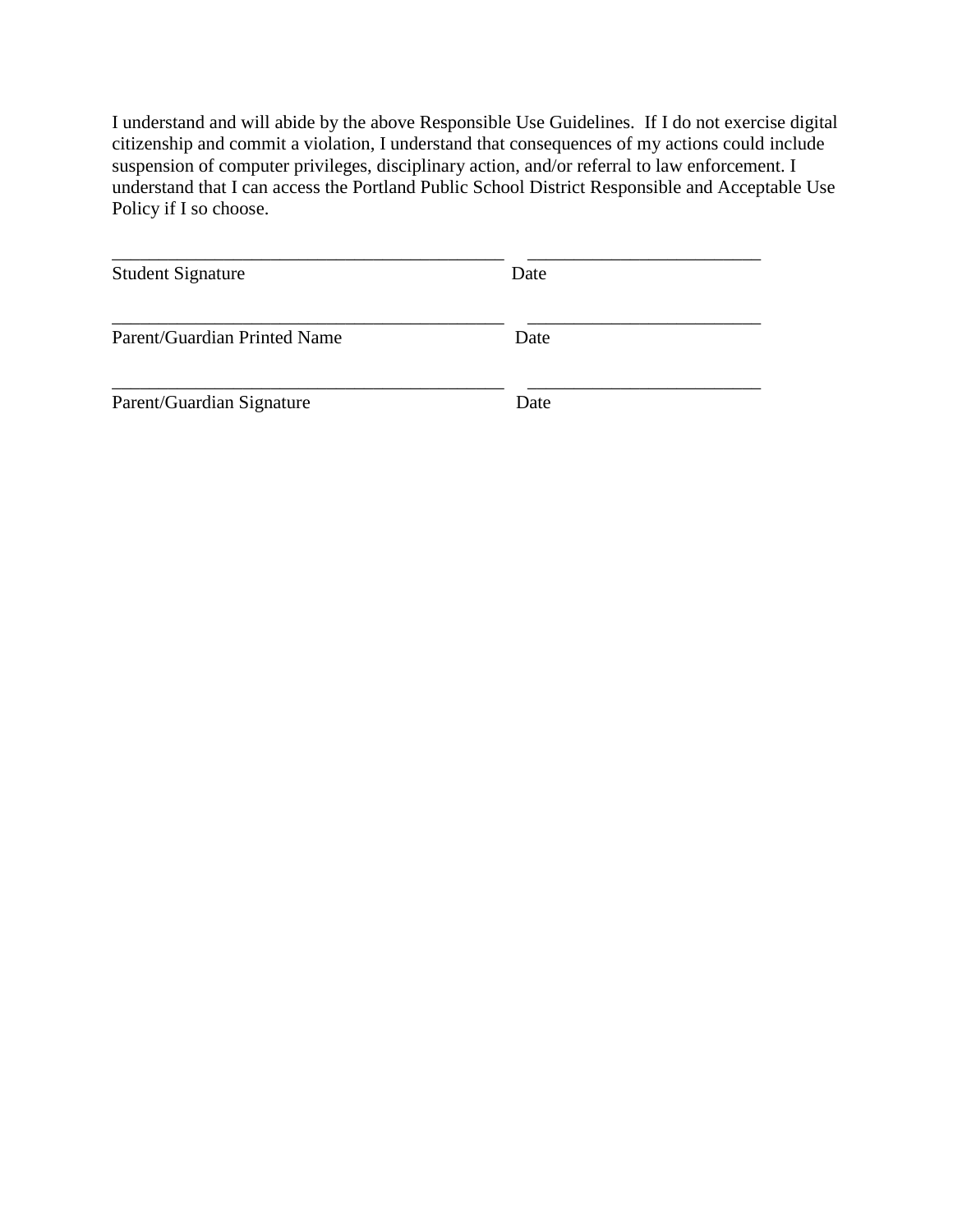I understand and will abide by the above Responsible Use Guidelines. If I do not exercise digital citizenship and commit a violation, I understand that consequences of my actions could include suspension of computer privileges, disciplinary action, and/or referral to law enforcement. I understand that I can access the Portland Public School District Responsible and Acceptable Use Policy if I so choose.

_____________________________________________ __________________________

Student Signature Date

_____________________________________________ __________________________

Parent/Guardian Printed Name Date

_____________________________________________ __________________________

Parent/Guardian Signature Date